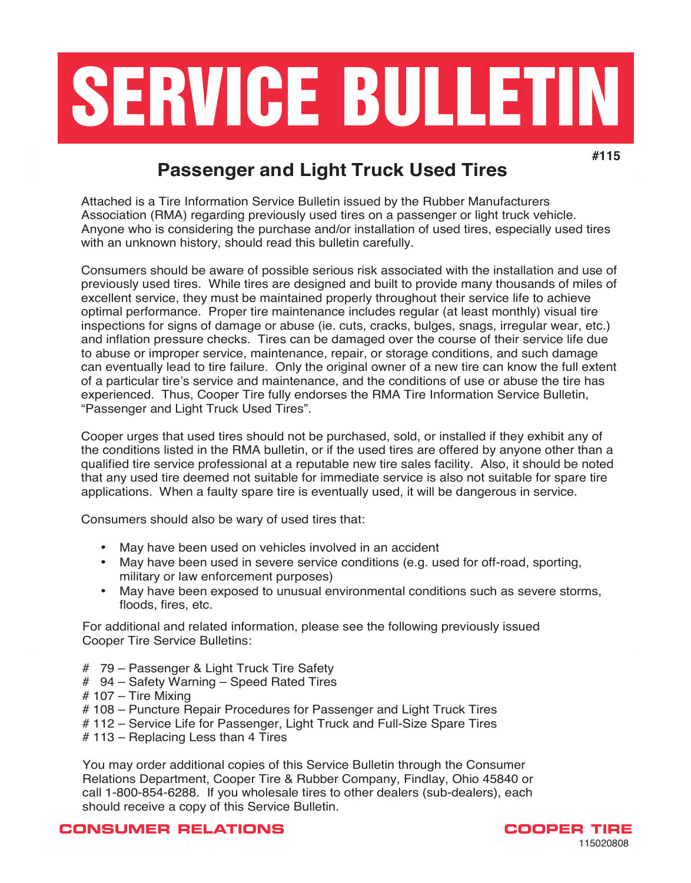# SERVICE BULLETIN

**#115**

## Passenger and Light Truck Used Tires

Attached is a Tire Information Service Bulletin issued by the Rubber Manufacturers Association (RMA) regarding previously used tires on a passenger or light truck vehicle. Anyone who is considering the purchase and/or installation of used tires, especially used tires with an unknown history, should read this bulletin carefully.

Consumers should be aware of possible serious risk associated with the installation and use of previously used tires. While tires are designed and built to provide many thousands of miles of excellent service, they must be maintained properly throughout their service life to achieve optimal performance. Proper tire maintenance includes regular (at least monthly) visual tire inspections for signs of damage or abuse (ie. cuts, cracks, bulges, snags, irregular wear, etc.) and inflation pressure checks. Tires can be damaged over the course of their service life due to abuse or improper service, maintenance, repair, or storage conditions, and such damage can eventually lead to tire failure. Only the original owner of a new tire can know the full extent of a particular tire's service and maintenance, and the conditions of use or abuse the tire has experienced. Thus, Cooper Tire fully endorses the RMA Tire Information Service Bulletin, "Passenger and Light Truck Used Tires".

Cooper urges that used tires should not be purchased, sold, or installed if they exhibit any of the conditions listed in the RMA bulletin, or if the used tires are offered by anyone other than a qualified tire service professional at a reputable new tire sales facility. Also, it should be noted that any used tire deemed not suitable for immediate service is also not suitable for spare tire applications. When a faulty spare tire is eventually used, it will be dangerous in service.

Consumers should also be wary of used tires that:

- May have been used on vehicles involved in an accident
- May have been used in severe service conditions (e.g. used for off-road, sporting, military or law enforcement purposes)
- May have been exposed to unusual environmental conditions such as severe storms, floods, fires, etc.

For additional and related information, please see the following previously issued Cooper Tire Service Bulletins:

# 79 – Passenger & Light Truck Tire Safety
# 94 – Safety Warning – Speed Rated Tires
# 107 – Tire Mixing
# 108 – Puncture Repair Procedures for Passenger and Light Truck Tires
# 112 – Service Life for Passenger, Light Truck and Full-Size Spare Tires
# 113 – Replacing Less than 4 Tires

You may order additional copies of this Service Bulletin through the Consumer Relations Department, Cooper Tire & Rubber Company, Findlay, Ohio 45840 or call 1-800-854-6288. If you wholesale tires to other dealers (sub-dealers), each should receive a copy of this Service Bulletin.

**CONSUMER RELATIONS** **COOPER TIRE**

115020808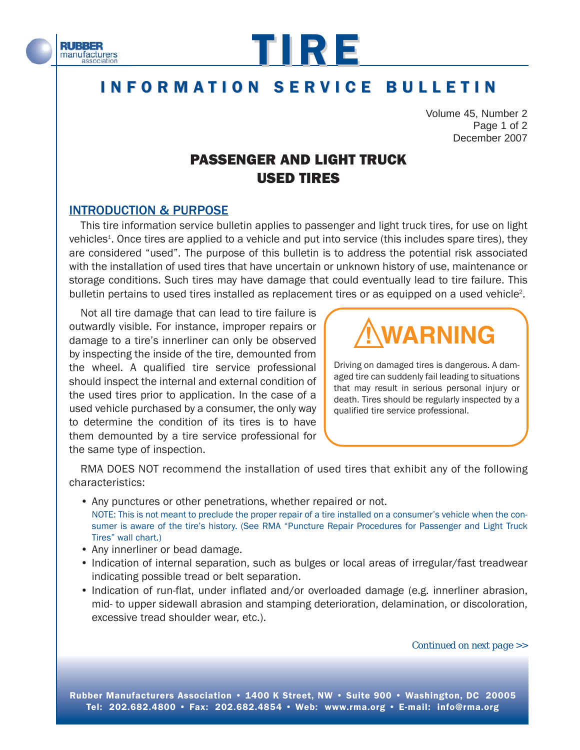RUBBER manufacturers association

# TIRE

## INFORMATION SERVICE BULLETIN

Volume 45, Number 2
December 2007

# PASSENGER AND LIGHT TRUCK USED TIRES

## INTRODUCTION & PURPOSE

This tire information service bulletin applies to passenger and light truck tires, for use on light vehicles[1]. Once tires are applied to a vehicle and put into service (this includes spare tires), they are considered "used". The purpose of this bulletin is to address the potential risk associated with the installation of used tires that have uncertain or unknown history of use, maintenance or storage conditions. Such tires may have damage that could eventually lead to tire failure. This bulletin pertains to used tires installed as replacement tires or as equipped on a used vehicle[2].

Not all tire damage that can lead to tire failure is outwardly visible. For instance, improper repairs or damage to a tire's innerliner can only be observed by inspecting the inside of the tire, demounted from the wheel. A qualified tire service professional should inspect the internal and external condition of the used tires prior to application. In the case of a used vehicle purchased by a consumer, the only way to determine the condition of its tires is to have them demounted by a tire service professional for the same type of inspection.

> **⚠ WARNING**
>
> Driving on damaged tires is dangerous. A damaged tire can suddenly fail leading to situations that may result in serious personal injury or death. Tires should be regularly inspected by a qualified tire service professional.

RMA DOES NOT recommend the installation of used tires that exhibit any of the following characteristics:

- Any punctures or other penetrations, whether repaired or not.
  NOTE: This is not meant to preclude the proper repair of a tire installed on a consumer's vehicle when the consumer is aware of the tire's history. (See RMA "Puncture Repair Procedures for Passenger and Light Truck Tires" wall chart.)
- Any innerliner or bead damage.
- Indication of internal separation, such as bulges or local areas of irregular/fast treadwear indicating possible tread or belt separation.
- Indication of run-flat, under inflated and/or overloaded damage (e.g. innerliner abrasion, mid- to upper sidewall abrasion and stamping deterioration, delamination, or discoloration, excessive tread shoulder wear, etc.).

*Continued on next page >>*

Rubber Manufacturers Association • 1400 K Street, NW • Suite 900 • Washington, DC 20005
Tel: 202.682.4800 • Fax: 202.682.4854 • Web: www.rma.org • E-mail: info@rma.org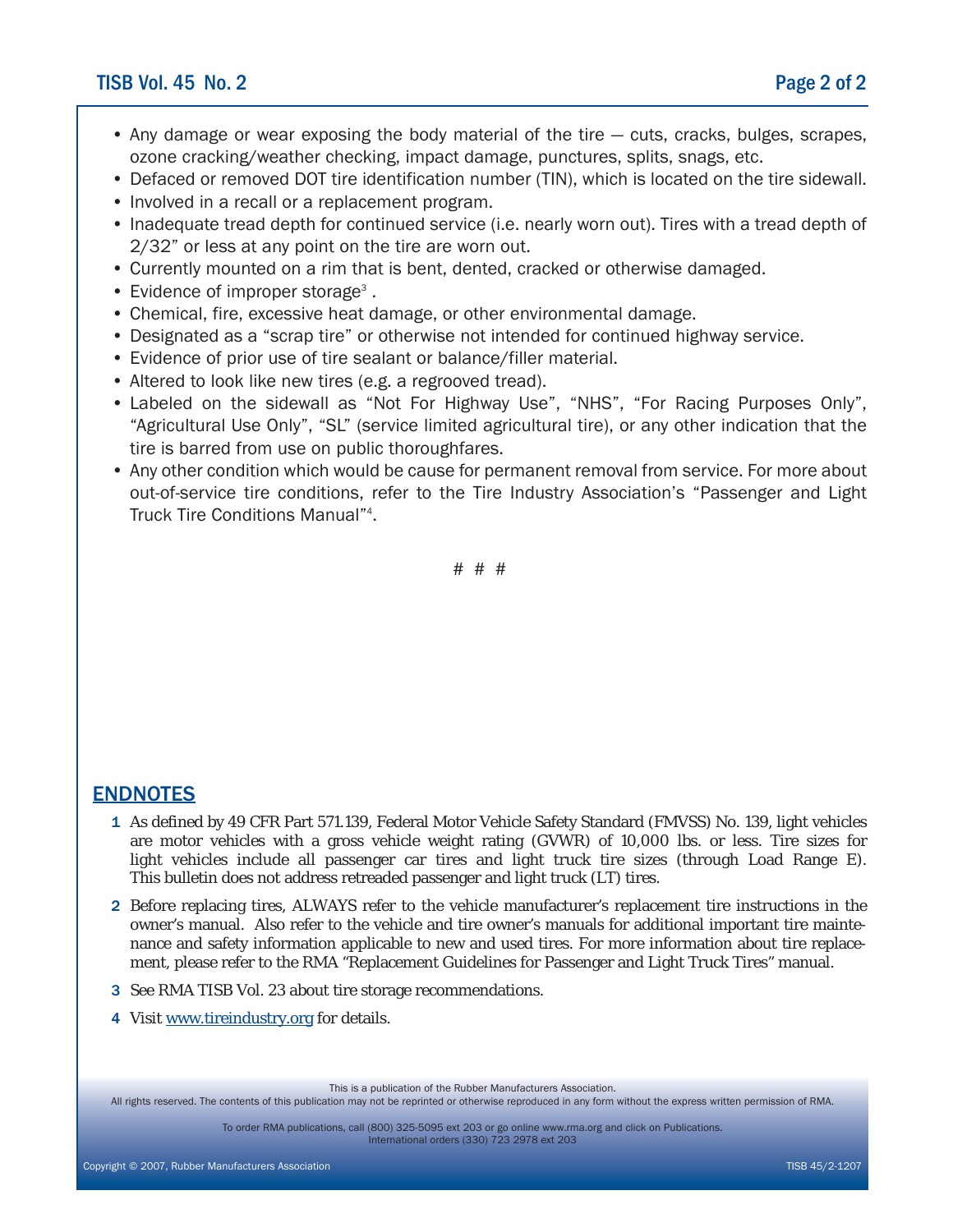- Any damage or wear exposing the body material of the tire — cuts, cracks, bulges, scrapes, ozone cracking/weather checking, impact damage, punctures, splits, snags, etc.
- Defaced or removed DOT tire identification number (TIN), which is located on the tire sidewall.
- Involved in a recall or a replacement program.
- Inadequate tread depth for continued service (i.e. nearly worn out). Tires with a tread depth of 2/32" or less at any point on the tire are worn out.
- Currently mounted on a rim that is bent, dented, cracked or otherwise damaged.
- Evidence of improper storage[3] .
- Chemical, fire, excessive heat damage, or other environmental damage.
- Designated as a "scrap tire" or otherwise not intended for continued highway service.
- Evidence of prior use of tire sealant or balance/filler material.
- Altered to look like new tires (e.g. a regrooved tread).
- Labeled on the sidewall as "Not For Highway Use", "NHS", "For Racing Purposes Only", "Agricultural Use Only", "SL" (service limited agricultural tire), or any other indication that the tire is barred from use on public thoroughfares.
- Any other condition which would be cause for permanent removal from service. For more about out-of-service tire conditions, refer to the Tire Industry Association's "Passenger and Light Truck Tire Conditions Manual"[4].

# # #

## ENDNOTES

1. As defined by 49 CFR Part 571.139, Federal Motor Vehicle Safety Standard (FMVSS) No. 139, light vehicles are motor vehicles with a gross vehicle weight rating (GVWR) of 10,000 lbs. or less. Tire sizes for light vehicles include all passenger car tires and light truck tire sizes (through Load Range E). This bulletin does not address retreaded passenger and light truck (LT) tires.

2. Before replacing tires, ALWAYS refer to the vehicle manufacturer's replacement tire instructions in the owner's manual. Also refer to the vehicle and tire owner's manuals for additional important tire maintenance and safety information applicable to new and used tires. For more information about tire replacement, please refer to the RMA "Replacement Guidelines for Passenger and Light Truck Tires" manual.

3. See RMA TISB Vol. 23 about tire storage recommendations.

4. Visit www.tireindustry.org for details.

This is a publication of the Rubber Manufacturers Association.
All rights reserved. The contents of this publication may not be reprinted or otherwise reproduced in any form without the express written permission of RMA.

To order RMA publications, call (800) 325-5095 ext 203 or go online www.rma.org and click on Publications.
International orders (330) 723 2978 ext 203

Copyright © 2007, Rubber Manufacturers Association

TISB 45/2-1207